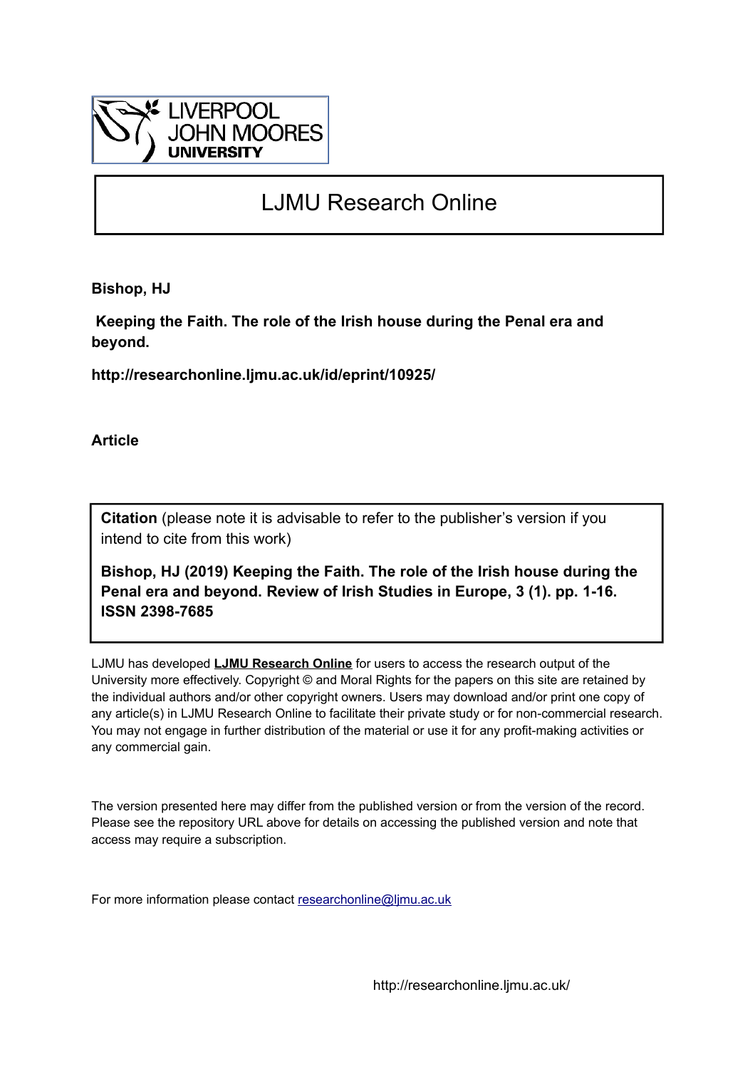LIVERPOOL JOHN MOORES UNIVERSITY

# LJMU Research Online

**Bishop, HJ**

**Keeping the Faith. The role of the Irish house during the Penal era and beyond.**

**http://researchonline.ljmu.ac.uk/id/eprint/10925/**

**Article**

**Citation** (please note it is advisable to refer to the publisher's version if you intend to cite from this work)

**Bishop, HJ (2019) Keeping the Faith. The role of the Irish house during the Penal era and beyond. Review of Irish Studies in Europe, 3 (1). pp. 1-16. ISSN 2398-7685**

LJMU has developed **LJMU Research Online** for users to access the research output of the University more effectively. Copyright © and Moral Rights for the papers on this site are retained by the individual authors and/or other copyright owners. Users may download and/or print one copy of any article(s) in LJMU Research Online to facilitate their private study or for non-commercial research. You may not engage in further distribution of the material or use it for any profit-making activities or any commercial gain.

The version presented here may differ from the published version or from the version of the record. Please see the repository URL above for details on accessing the published version and note that access may require a subscription.

For more information please contact researchonline@ljmu.ac.uk

http://researchonline.ljmu.ac.uk/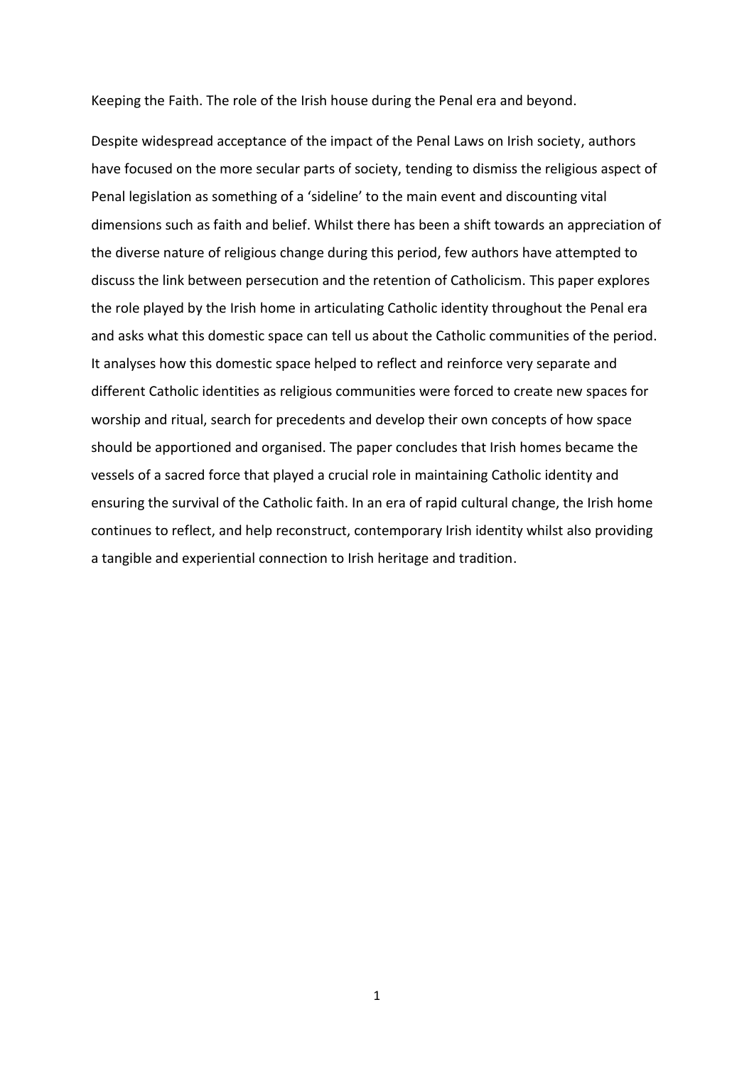Keeping the Faith. The role of the Irish house during the Penal era and beyond.

Despite widespread acceptance of the impact of the Penal Laws on Irish society, authors have focused on the more secular parts of society, tending to dismiss the religious aspect of Penal legislation as something of a 'sideline' to the main event and discounting vital dimensions such as faith and belief. Whilst there has been a shift towards an appreciation of the diverse nature of religious change during this period, few authors have attempted to discuss the link between persecution and the retention of Catholicism. This paper explores the role played by the Irish home in articulating Catholic identity throughout the Penal era and asks what this domestic space can tell us about the Catholic communities of the period. It analyses how this domestic space helped to reflect and reinforce very separate and different Catholic identities as religious communities were forced to create new spaces for worship and ritual, search for precedents and develop their own concepts of how space should be apportioned and organised. The paper concludes that Irish homes became the vessels of a sacred force that played a crucial role in maintaining Catholic identity and ensuring the survival of the Catholic faith. In an era of rapid cultural change, the Irish home continues to reflect, and help reconstruct, contemporary Irish identity whilst also providing a tangible and experiential connection to Irish heritage and tradition.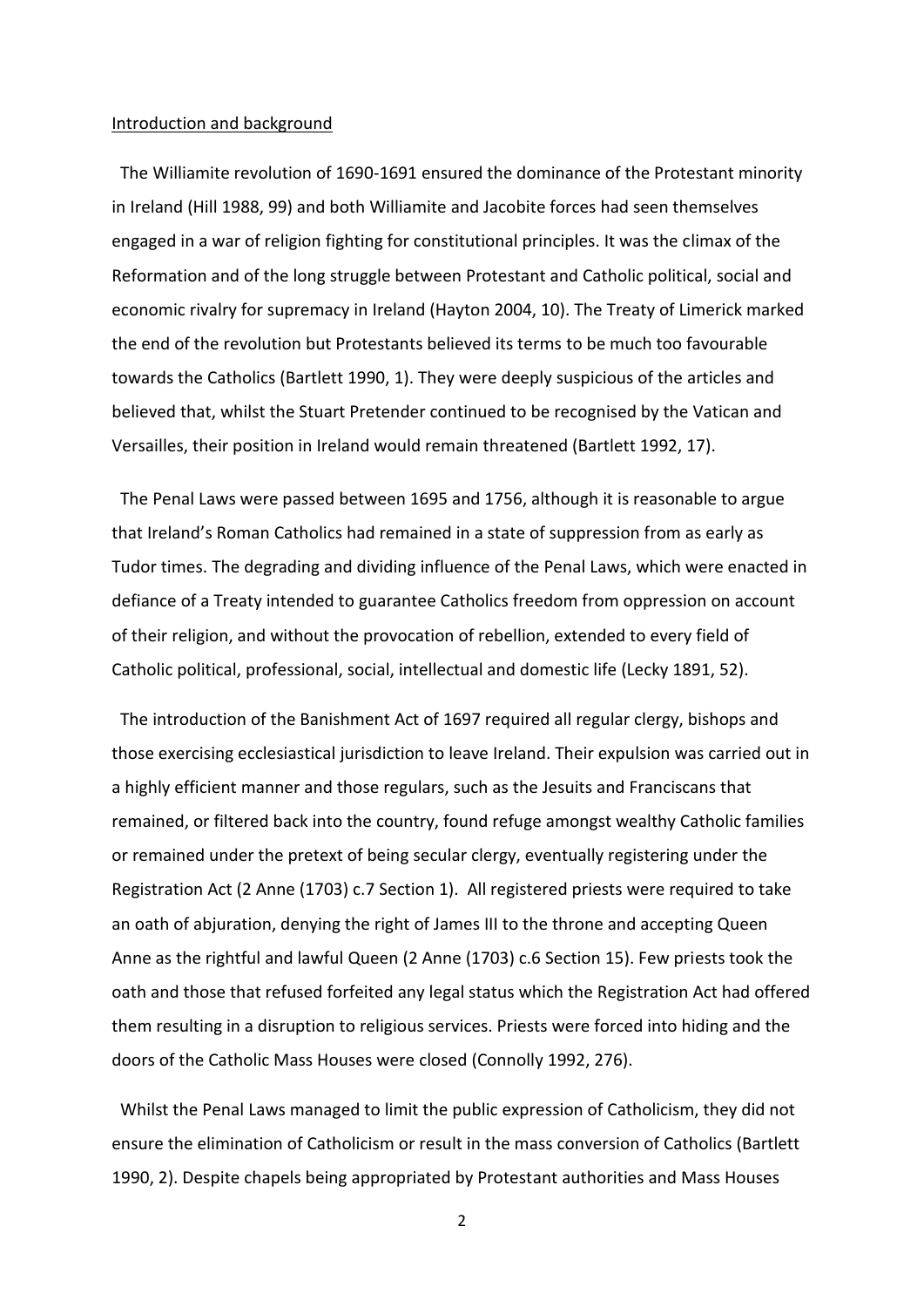Introduction and background

The Williamite revolution of 1690-1691 ensured the dominance of the Protestant minority in Ireland (Hill 1988, 99) and both Williamite and Jacobite forces had seen themselves engaged in a war of religion fighting for constitutional principles. It was the climax of the Reformation and of the long struggle between Protestant and Catholic political, social and economic rivalry for supremacy in Ireland (Hayton 2004, 10). The Treaty of Limerick marked the end of the revolution but Protestants believed its terms to be much too favourable towards the Catholics (Bartlett 1990, 1). They were deeply suspicious of the articles and believed that, whilst the Stuart Pretender continued to be recognised by the Vatican and Versailles, their position in Ireland would remain threatened (Bartlett 1992, 17).

The Penal Laws were passed between 1695 and 1756, although it is reasonable to argue that Ireland's Roman Catholics had remained in a state of suppression from as early as Tudor times. The degrading and dividing influence of the Penal Laws, which were enacted in defiance of a Treaty intended to guarantee Catholics freedom from oppression on account of their religion, and without the provocation of rebellion, extended to every field of Catholic political, professional, social, intellectual and domestic life (Lecky 1891, 52).

The introduction of the Banishment Act of 1697 required all regular clergy, bishops and those exercising ecclesiastical jurisdiction to leave Ireland. Their expulsion was carried out in a highly efficient manner and those regulars, such as the Jesuits and Franciscans that remained, or filtered back into the country, found refuge amongst wealthy Catholic families or remained under the pretext of being secular clergy, eventually registering under the Registration Act (2 Anne (1703) c.7 Section 1). All registered priests were required to take an oath of abjuration, denying the right of James III to the throne and accepting Queen Anne as the rightful and lawful Queen (2 Anne (1703) c.6 Section 15). Few priests took the oath and those that refused forfeited any legal status which the Registration Act had offered them resulting in a disruption to religious services. Priests were forced into hiding and the doors of the Catholic Mass Houses were closed (Connolly 1992, 276).

Whilst the Penal Laws managed to limit the public expression of Catholicism, they did not ensure the elimination of Catholicism or result in the mass conversion of Catholics (Bartlett 1990, 2). Despite chapels being appropriated by Protestant authorities and Mass Houses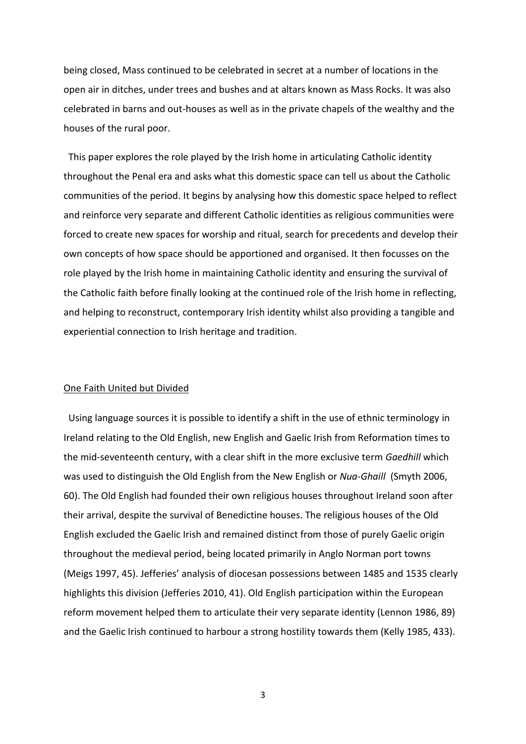being closed, Mass continued to be celebrated in secret at a number of locations in the open air in ditches, under trees and bushes and at altars known as Mass Rocks. It was also celebrated in barns and out-houses as well as in the private chapels of the wealthy and the houses of the rural poor.

This paper explores the role played by the Irish home in articulating Catholic identity throughout the Penal era and asks what this domestic space can tell us about the Catholic communities of the period. It begins by analysing how this domestic space helped to reflect and reinforce very separate and different Catholic identities as religious communities were forced to create new spaces for worship and ritual, search for precedents and develop their own concepts of how space should be apportioned and organised. It then focusses on the role played by the Irish home in maintaining Catholic identity and ensuring the survival of the Catholic faith before finally looking at the continued role of the Irish home in reflecting, and helping to reconstruct, contemporary Irish identity whilst also providing a tangible and experiential connection to Irish heritage and tradition.

## One Faith United but Divided

Using language sources it is possible to identify a shift in the use of ethnic terminology in Ireland relating to the Old English, new English and Gaelic Irish from Reformation times to the mid-seventeenth century, with a clear shift in the more exclusive term *Gaedhill* which was used to distinguish the Old English from the New English or *Nua-Ghaill* (Smyth 2006, 60). The Old English had founded their own religious houses throughout Ireland soon after their arrival, despite the survival of Benedictine houses. The religious houses of the Old English excluded the Gaelic Irish and remained distinct from those of purely Gaelic origin throughout the medieval period, being located primarily in Anglo Norman port towns (Meigs 1997, 45). Jefferies' analysis of diocesan possessions between 1485 and 1535 clearly highlights this division (Jefferies 2010, 41). Old English participation within the European reform movement helped them to articulate their very separate identity (Lennon 1986, 89) and the Gaelic Irish continued to harbour a strong hostility towards them (Kelly 1985, 433).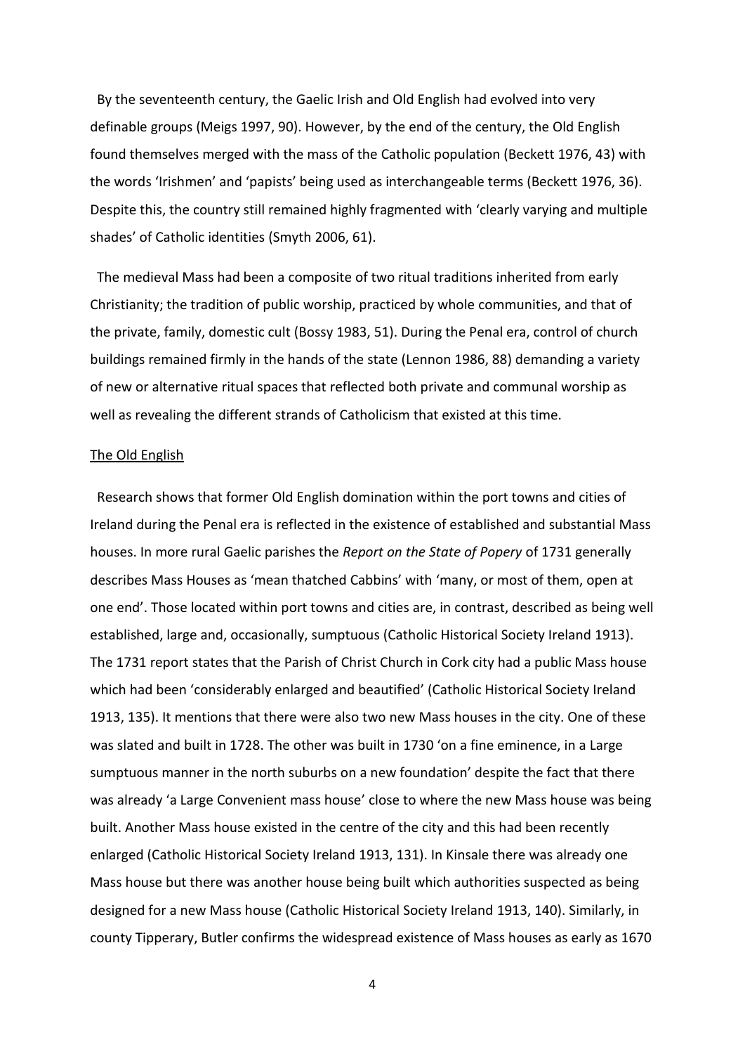By the seventeenth century, the Gaelic Irish and Old English had evolved into very definable groups (Meigs 1997, 90). However, by the end of the century, the Old English found themselves merged with the mass of the Catholic population (Beckett 1976, 43) with the words 'Irishmen' and 'papists' being used as interchangeable terms (Beckett 1976, 36). Despite this, the country still remained highly fragmented with 'clearly varying and multiple shades' of Catholic identities (Smyth 2006, 61).

The medieval Mass had been a composite of two ritual traditions inherited from early Christianity; the tradition of public worship, practiced by whole communities, and that of the private, family, domestic cult (Bossy 1983, 51). During the Penal era, control of church buildings remained firmly in the hands of the state (Lennon 1986, 88) demanding a variety of new or alternative ritual spaces that reflected both private and communal worship as well as revealing the different strands of Catholicism that existed at this time.

## The Old English

Research shows that former Old English domination within the port towns and cities of Ireland during the Penal era is reflected in the existence of established and substantial Mass houses. In more rural Gaelic parishes the *Report on the State of Popery* of 1731 generally describes Mass Houses as 'mean thatched Cabbins' with 'many, or most of them, open at one end'. Those located within port towns and cities are, in contrast, described as being well established, large and, occasionally, sumptuous (Catholic Historical Society Ireland 1913). The 1731 report states that the Parish of Christ Church in Cork city had a public Mass house which had been 'considerably enlarged and beautified' (Catholic Historical Society Ireland 1913, 135). It mentions that there were also two new Mass houses in the city. One of these was slated and built in 1728. The other was built in 1730 'on a fine eminence, in a Large sumptuous manner in the north suburbs on a new foundation' despite the fact that there was already 'a Large Convenient mass house' close to where the new Mass house was being built. Another Mass house existed in the centre of the city and this had been recently enlarged (Catholic Historical Society Ireland 1913, 131). In Kinsale there was already one Mass house but there was another house being built which authorities suspected as being designed for a new Mass house (Catholic Historical Society Ireland 1913, 140). Similarly, in county Tipperary, Butler confirms the widespread existence of Mass houses as early as 1670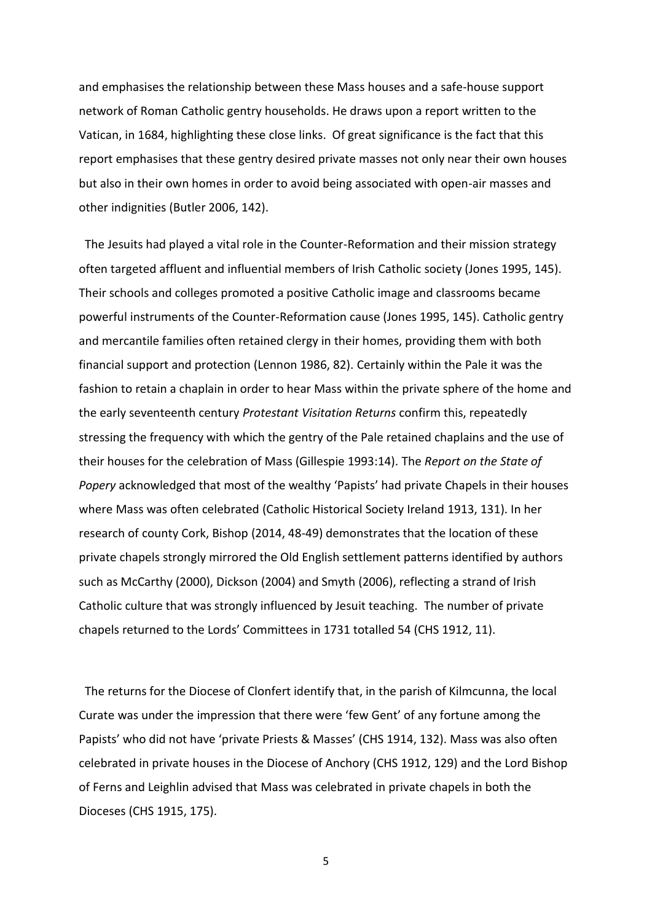and emphasises the relationship between these Mass houses and a safe-house support network of Roman Catholic gentry households. He draws upon a report written to the Vatican, in 1684, highlighting these close links. Of great significance is the fact that this report emphasises that these gentry desired private masses not only near their own houses but also in their own homes in order to avoid being associated with open-air masses and other indignities (Butler 2006, 142).

The Jesuits had played a vital role in the Counter-Reformation and their mission strategy often targeted affluent and influential members of Irish Catholic society (Jones 1995, 145). Their schools and colleges promoted a positive Catholic image and classrooms became powerful instruments of the Counter-Reformation cause (Jones 1995, 145). Catholic gentry and mercantile families often retained clergy in their homes, providing them with both financial support and protection (Lennon 1986, 82). Certainly within the Pale it was the fashion to retain a chaplain in order to hear Mass within the private sphere of the home and the early seventeenth century *Protestant Visitation Returns* confirm this, repeatedly stressing the frequency with which the gentry of the Pale retained chaplains and the use of their houses for the celebration of Mass (Gillespie 1993:14). The *Report on the State of Popery* acknowledged that most of the wealthy 'Papists' had private Chapels in their houses where Mass was often celebrated (Catholic Historical Society Ireland 1913, 131). In her research of county Cork, Bishop (2014, 48-49) demonstrates that the location of these private chapels strongly mirrored the Old English settlement patterns identified by authors such as McCarthy (2000), Dickson (2004) and Smyth (2006), reflecting a strand of Irish Catholic culture that was strongly influenced by Jesuit teaching. The number of private chapels returned to the Lords' Committees in 1731 totalled 54 (CHS 1912, 11).

The returns for the Diocese of Clonfert identify that, in the parish of Kilmcunna, the local Curate was under the impression that there were 'few Gent' of any fortune among the Papists' who did not have 'private Priests & Masses' (CHS 1914, 132). Mass was also often celebrated in private houses in the Diocese of Anchory (CHS 1912, 129) and the Lord Bishop of Ferns and Leighlin advised that Mass was celebrated in private chapels in both the Dioceses (CHS 1915, 175).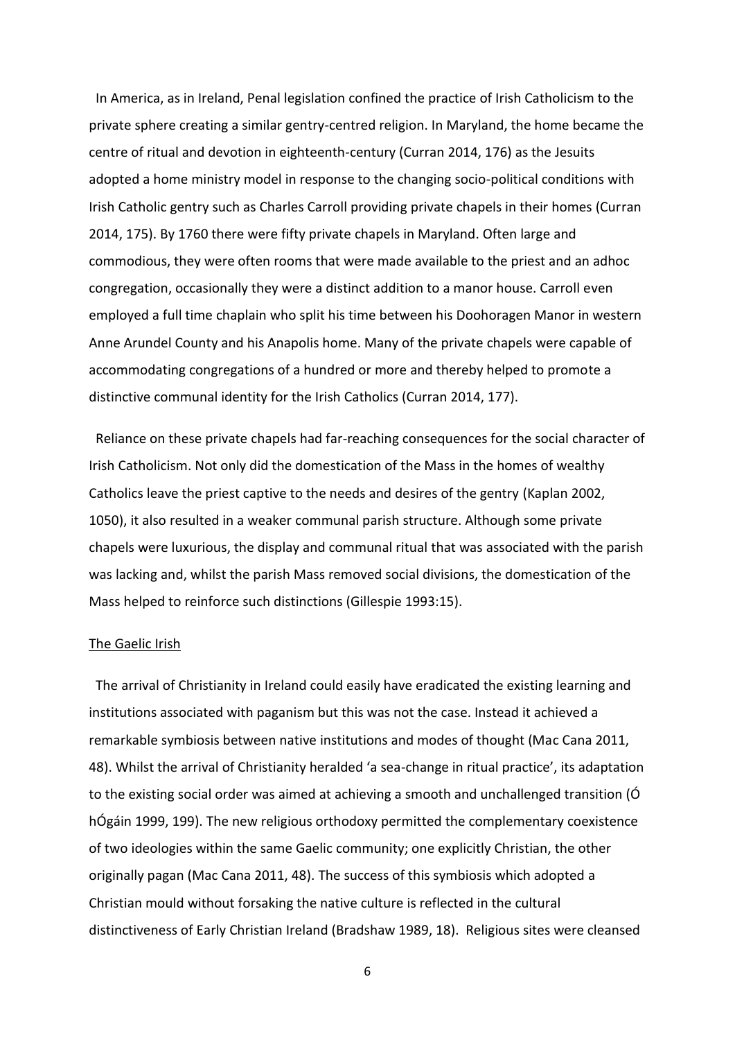In America, as in Ireland, Penal legislation confined the practice of Irish Catholicism to the private sphere creating a similar gentry-centred religion. In Maryland, the home became the centre of ritual and devotion in eighteenth-century (Curran 2014, 176) as the Jesuits adopted a home ministry model in response to the changing socio-political conditions with Irish Catholic gentry such as Charles Carroll providing private chapels in their homes (Curran 2014, 175). By 1760 there were fifty private chapels in Maryland. Often large and commodious, they were often rooms that were made available to the priest and an adhoc congregation, occasionally they were a distinct addition to a manor house. Carroll even employed a full time chaplain who split his time between his Doohoragen Manor in western Anne Arundel County and his Anapolis home. Many of the private chapels were capable of accommodating congregations of a hundred or more and thereby helped to promote a distinctive communal identity for the Irish Catholics (Curran 2014, 177).

Reliance on these private chapels had far-reaching consequences for the social character of Irish Catholicism. Not only did the domestication of the Mass in the homes of wealthy Catholics leave the priest captive to the needs and desires of the gentry (Kaplan 2002, 1050), it also resulted in a weaker communal parish structure. Although some private chapels were luxurious, the display and communal ritual that was associated with the parish was lacking and, whilst the parish Mass removed social divisions, the domestication of the Mass helped to reinforce such distinctions (Gillespie 1993:15).

<u>The Gaelic Irish</u>

The arrival of Christianity in Ireland could easily have eradicated the existing learning and institutions associated with paganism but this was not the case. Instead it achieved a remarkable symbiosis between native institutions and modes of thought (Mac Cana 2011, 48). Whilst the arrival of Christianity heralded 'a sea-change in ritual practice', its adaptation to the existing social order was aimed at achieving a smooth and unchallenged transition (Ó hÓgáin 1999, 199). The new religious orthodoxy permitted the complementary coexistence of two ideologies within the same Gaelic community; one explicitly Christian, the other originally pagan (Mac Cana 2011, 48). The success of this symbiosis which adopted a Christian mould without forsaking the native culture is reflected in the cultural distinctiveness of Early Christian Ireland (Bradshaw 1989, 18). Religious sites were cleansed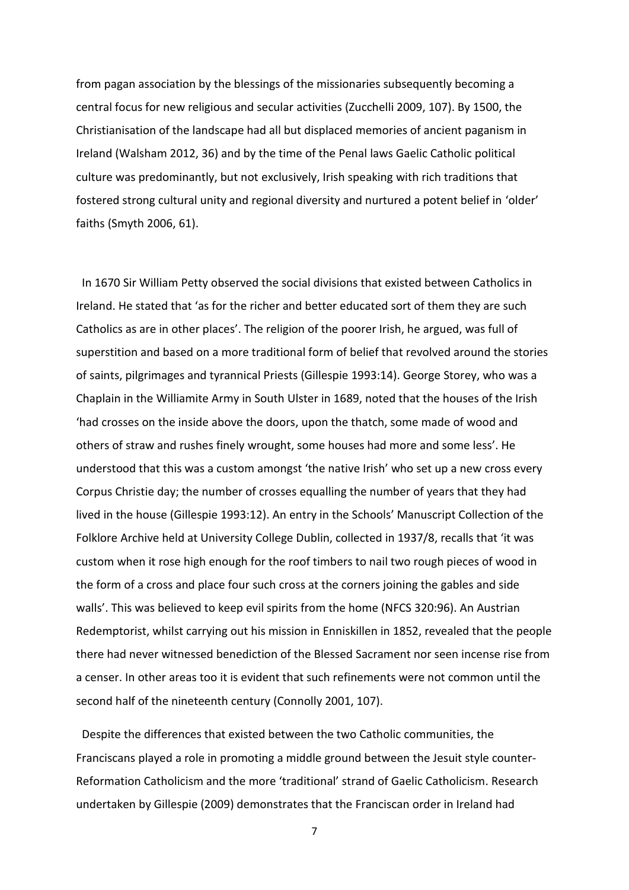from pagan association by the blessings of the missionaries subsequently becoming a central focus for new religious and secular activities (Zucchelli 2009, 107). By 1500, the Christianisation of the landscape had all but displaced memories of ancient paganism in Ireland (Walsham 2012, 36) and by the time of the Penal laws Gaelic Catholic political culture was predominantly, but not exclusively, Irish speaking with rich traditions that fostered strong cultural unity and regional diversity and nurtured a potent belief in 'older' faiths (Smyth 2006, 61).

In 1670 Sir William Petty observed the social divisions that existed between Catholics in Ireland. He stated that 'as for the richer and better educated sort of them they are such Catholics as are in other places'. The religion of the poorer Irish, he argued, was full of superstition and based on a more traditional form of belief that revolved around the stories of saints, pilgrimages and tyrannical Priests (Gillespie 1993:14). George Storey, who was a Chaplain in the Williamite Army in South Ulster in 1689, noted that the houses of the Irish 'had crosses on the inside above the doors, upon the thatch, some made of wood and others of straw and rushes finely wrought, some houses had more and some less'. He understood that this was a custom amongst 'the native Irish' who set up a new cross every Corpus Christie day; the number of crosses equalling the number of years that they had lived in the house (Gillespie 1993:12). An entry in the Schools' Manuscript Collection of the Folklore Archive held at University College Dublin, collected in 1937/8, recalls that 'it was custom when it rose high enough for the roof timbers to nail two rough pieces of wood in the form of a cross and place four such cross at the corners joining the gables and side walls'. This was believed to keep evil spirits from the home (NFCS 320:96). An Austrian Redemptorist, whilst carrying out his mission in Enniskillen in 1852, revealed that the people there had never witnessed benediction of the Blessed Sacrament nor seen incense rise from a censer. In other areas too it is evident that such refinements were not common until the second half of the nineteenth century (Connolly 2001, 107).

Despite the differences that existed between the two Catholic communities, the Franciscans played a role in promoting a middle ground between the Jesuit style counter-Reformation Catholicism and the more 'traditional' strand of Gaelic Catholicism. Research undertaken by Gillespie (2009) demonstrates that the Franciscan order in Ireland had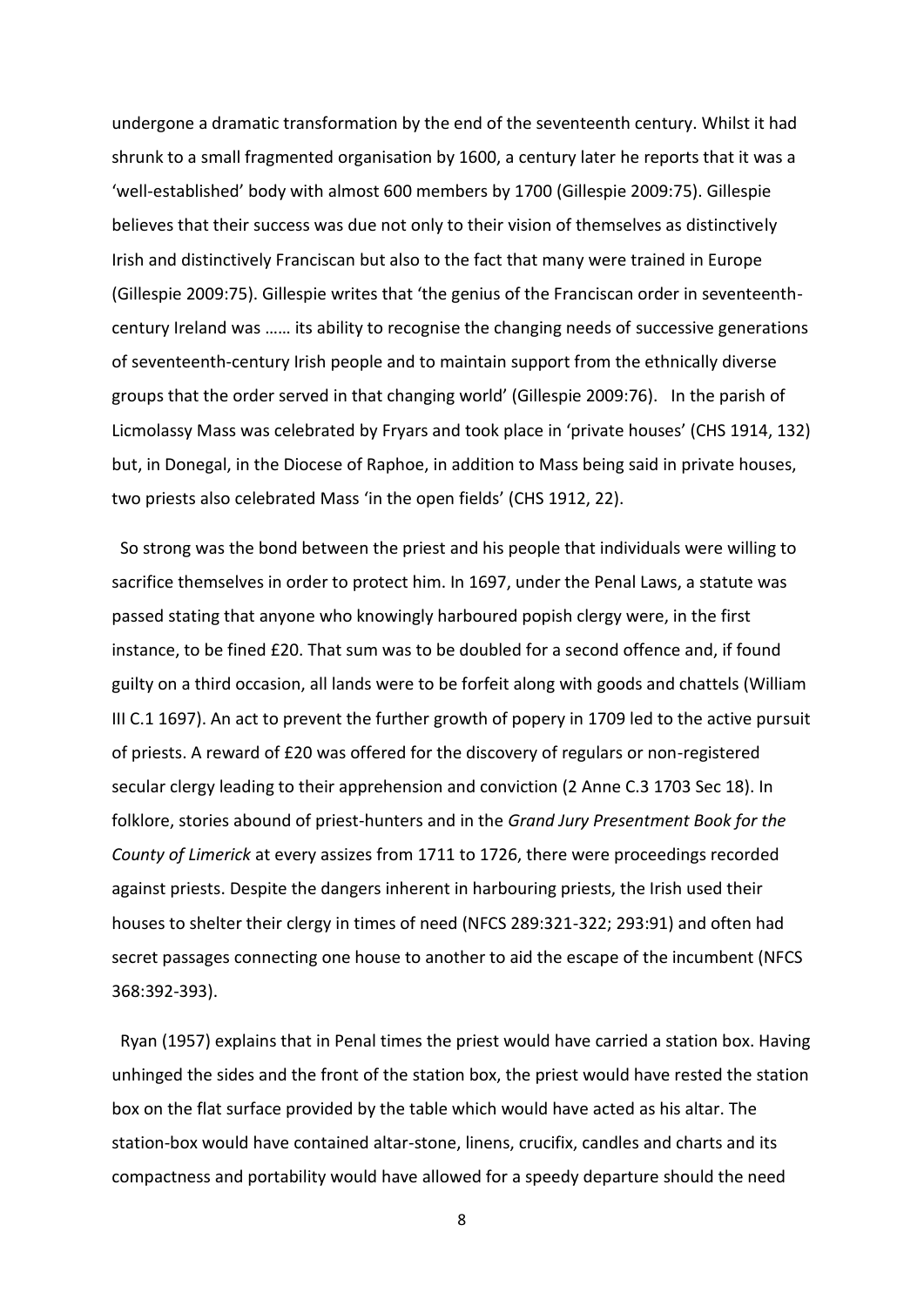undergone a dramatic transformation by the end of the seventeenth century. Whilst it had shrunk to a small fragmented organisation by 1600, a century later he reports that it was a 'well-established' body with almost 600 members by 1700 (Gillespie 2009:75). Gillespie believes that their success was due not only to their vision of themselves as distinctively Irish and distinctively Franciscan but also to the fact that many were trained in Europe (Gillespie 2009:75). Gillespie writes that 'the genius of the Franciscan order in seventeenth-century Ireland was …… its ability to recognise the changing needs of successive generations of seventeenth-century Irish people and to maintain support from the ethnically diverse groups that the order served in that changing world' (Gillespie 2009:76). In the parish of Licmolassy Mass was celebrated by Fryars and took place in 'private houses' (CHS 1914, 132) but, in Donegal, in the Diocese of Raphoe, in addition to Mass being said in private houses, two priests also celebrated Mass 'in the open fields' (CHS 1912, 22).

So strong was the bond between the priest and his people that individuals were willing to sacrifice themselves in order to protect him. In 1697, under the Penal Laws, a statute was passed stating that anyone who knowingly harboured popish clergy were, in the first instance, to be fined £20. That sum was to be doubled for a second offence and, if found guilty on a third occasion, all lands were to be forfeit along with goods and chattels (William III C.1 1697). An act to prevent the further growth of popery in 1709 led to the active pursuit of priests. A reward of £20 was offered for the discovery of regulars or non-registered secular clergy leading to their apprehension and conviction (2 Anne C.3 1703 Sec 18). In folklore, stories abound of priest-hunters and in the *Grand Jury Presentment Book for the County of Limerick* at every assizes from 1711 to 1726, there were proceedings recorded against priests. Despite the dangers inherent in harbouring priests, the Irish used their houses to shelter their clergy in times of need (NFCS 289:321-322; 293:91) and often had secret passages connecting one house to another to aid the escape of the incumbent (NFCS 368:392-393).

Ryan (1957) explains that in Penal times the priest would have carried a station box. Having unhinged the sides and the front of the station box, the priest would have rested the station box on the flat surface provided by the table which would have acted as his altar. The station-box would have contained altar-stone, linens, crucifix, candles and charts and its compactness and portability would have allowed for a speedy departure should the need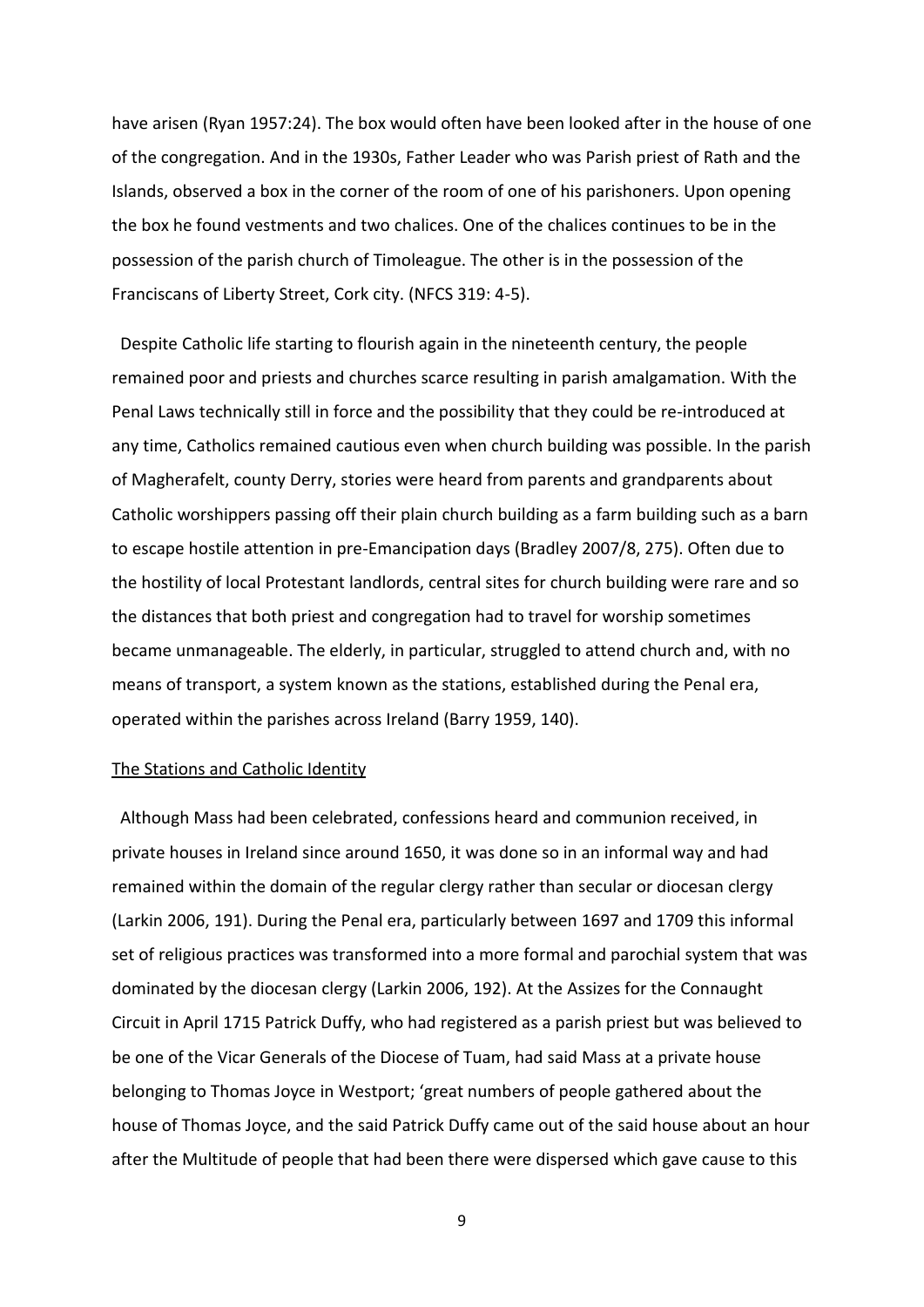have arisen (Ryan 1957:24). The box would often have been looked after in the house of one of the congregation. And in the 1930s, Father Leader who was Parish priest of Rath and the Islands, observed a box in the corner of the room of one of his parishoners. Upon opening the box he found vestments and two chalices. One of the chalices continues to be in the possession of the parish church of Timoleague. The other is in the possession of the Franciscans of Liberty Street, Cork city. (NFCS 319: 4-5).

Despite Catholic life starting to flourish again in the nineteenth century, the people remained poor and priests and churches scarce resulting in parish amalgamation. With the Penal Laws technically still in force and the possibility that they could be re-introduced at any time, Catholics remained cautious even when church building was possible. In the parish of Magherafelt, county Derry, stories were heard from parents and grandparents about Catholic worshippers passing off their plain church building as a farm building such as a barn to escape hostile attention in pre-Emancipation days (Bradley 2007/8, 275). Often due to the hostility of local Protestant landlords, central sites for church building were rare and so the distances that both priest and congregation had to travel for worship sometimes became unmanageable. The elderly, in particular, struggled to attend church and, with no means of transport, a system known as the stations, established during the Penal era, operated within the parishes across Ireland (Barry 1959, 140).

## The Stations and Catholic Identity

Although Mass had been celebrated, confessions heard and communion received, in private houses in Ireland since around 1650, it was done so in an informal way and had remained within the domain of the regular clergy rather than secular or diocesan clergy (Larkin 2006, 191). During the Penal era, particularly between 1697 and 1709 this informal set of religious practices was transformed into a more formal and parochial system that was dominated by the diocesan clergy (Larkin 2006, 192). At the Assizes for the Connaught Circuit in April 1715 Patrick Duffy, who had registered as a parish priest but was believed to be one of the Vicar Generals of the Diocese of Tuam, had said Mass at a private house belonging to Thomas Joyce in Westport; 'great numbers of people gathered about the house of Thomas Joyce, and the said Patrick Duffy came out of the said house about an hour after the Multitude of people that had been there were dispersed which gave cause to this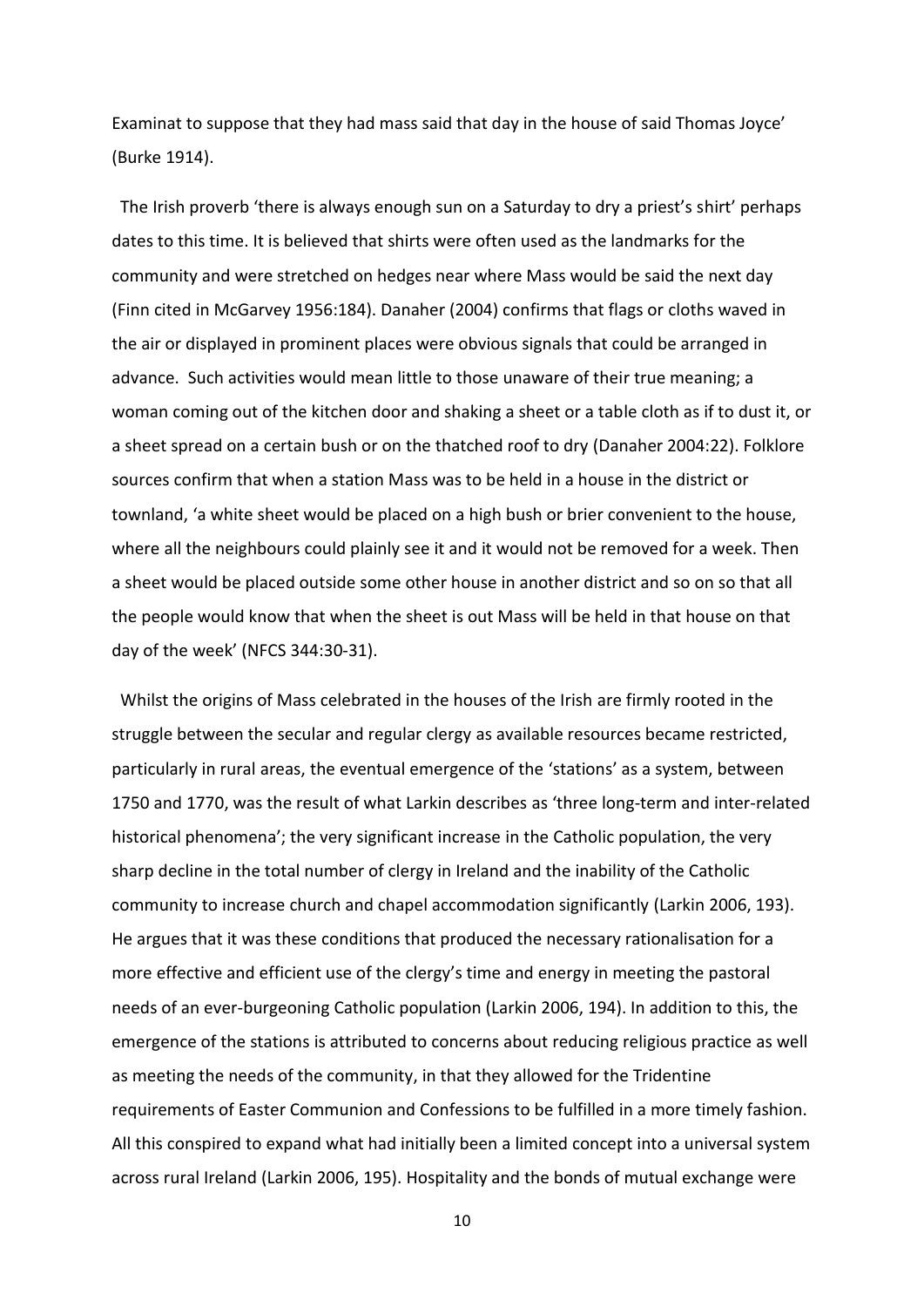Examinat to suppose that they had mass said that day in the house of said Thomas Joyce' (Burke 1914).

The Irish proverb 'there is always enough sun on a Saturday to dry a priest's shirt' perhaps dates to this time. It is believed that shirts were often used as the landmarks for the community and were stretched on hedges near where Mass would be said the next day (Finn cited in McGarvey 1956:184). Danaher (2004) confirms that flags or cloths waved in the air or displayed in prominent places were obvious signals that could be arranged in advance. Such activities would mean little to those unaware of their true meaning; a woman coming out of the kitchen door and shaking a sheet or a table cloth as if to dust it, or a sheet spread on a certain bush or on the thatched roof to dry (Danaher 2004:22). Folklore sources confirm that when a station Mass was to be held in a house in the district or townland, 'a white sheet would be placed on a high bush or brier convenient to the house, where all the neighbours could plainly see it and it would not be removed for a week. Then a sheet would be placed outside some other house in another district and so on so that all the people would know that when the sheet is out Mass will be held in that house on that day of the week' (NFCS 344:30-31).

Whilst the origins of Mass celebrated in the houses of the Irish are firmly rooted in the struggle between the secular and regular clergy as available resources became restricted, particularly in rural areas, the eventual emergence of the 'stations' as a system, between 1750 and 1770, was the result of what Larkin describes as 'three long-term and inter-related historical phenomena'; the very significant increase in the Catholic population, the very sharp decline in the total number of clergy in Ireland and the inability of the Catholic community to increase church and chapel accommodation significantly (Larkin 2006, 193). He argues that it was these conditions that produced the necessary rationalisation for a more effective and efficient use of the clergy's time and energy in meeting the pastoral needs of an ever-burgeoning Catholic population (Larkin 2006, 194). In addition to this, the emergence of the stations is attributed to concerns about reducing religious practice as well as meeting the needs of the community, in that they allowed for the Tridentine requirements of Easter Communion and Confessions to be fulfilled in a more timely fashion. All this conspired to expand what had initially been a limited concept into a universal system across rural Ireland (Larkin 2006, 195). Hospitality and the bonds of mutual exchange were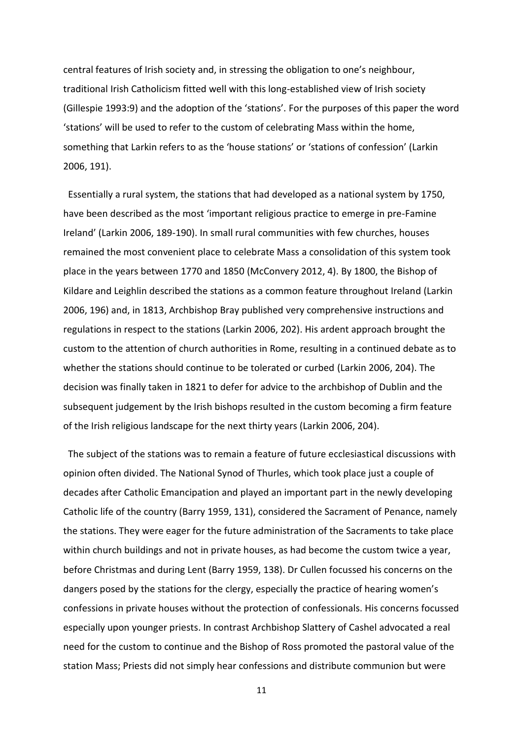central features of Irish society and, in stressing the obligation to one's neighbour, traditional Irish Catholicism fitted well with this long-established view of Irish society (Gillespie 1993:9) and the adoption of the 'stations'. For the purposes of this paper the word 'stations' will be used to refer to the custom of celebrating Mass within the home, something that Larkin refers to as the 'house stations' or 'stations of confession' (Larkin 2006, 191).

Essentially a rural system, the stations that had developed as a national system by 1750, have been described as the most 'important religious practice to emerge in pre-Famine Ireland' (Larkin 2006, 189-190). In small rural communities with few churches, houses remained the most convenient place to celebrate Mass a consolidation of this system took place in the years between 1770 and 1850 (McConvery 2012, 4). By 1800, the Bishop of Kildare and Leighlin described the stations as a common feature throughout Ireland (Larkin 2006, 196) and, in 1813, Archbishop Bray published very comprehensive instructions and regulations in respect to the stations (Larkin 2006, 202). His ardent approach brought the custom to the attention of church authorities in Rome, resulting in a continued debate as to whether the stations should continue to be tolerated or curbed (Larkin 2006, 204). The decision was finally taken in 1821 to defer for advice to the archbishop of Dublin and the subsequent judgement by the Irish bishops resulted in the custom becoming a firm feature of the Irish religious landscape for the next thirty years (Larkin 2006, 204).

The subject of the stations was to remain a feature of future ecclesiastical discussions with opinion often divided. The National Synod of Thurles, which took place just a couple of decades after Catholic Emancipation and played an important part in the newly developing Catholic life of the country (Barry 1959, 131), considered the Sacrament of Penance, namely the stations. They were eager for the future administration of the Sacraments to take place within church buildings and not in private houses, as had become the custom twice a year, before Christmas and during Lent (Barry 1959, 138). Dr Cullen focussed his concerns on the dangers posed by the stations for the clergy, especially the practice of hearing women's confessions in private houses without the protection of confessionals. His concerns focussed especially upon younger priests. In contrast Archbishop Slattery of Cashel advocated a real need for the custom to continue and the Bishop of Ross promoted the pastoral value of the station Mass; Priests did not simply hear confessions and distribute communion but were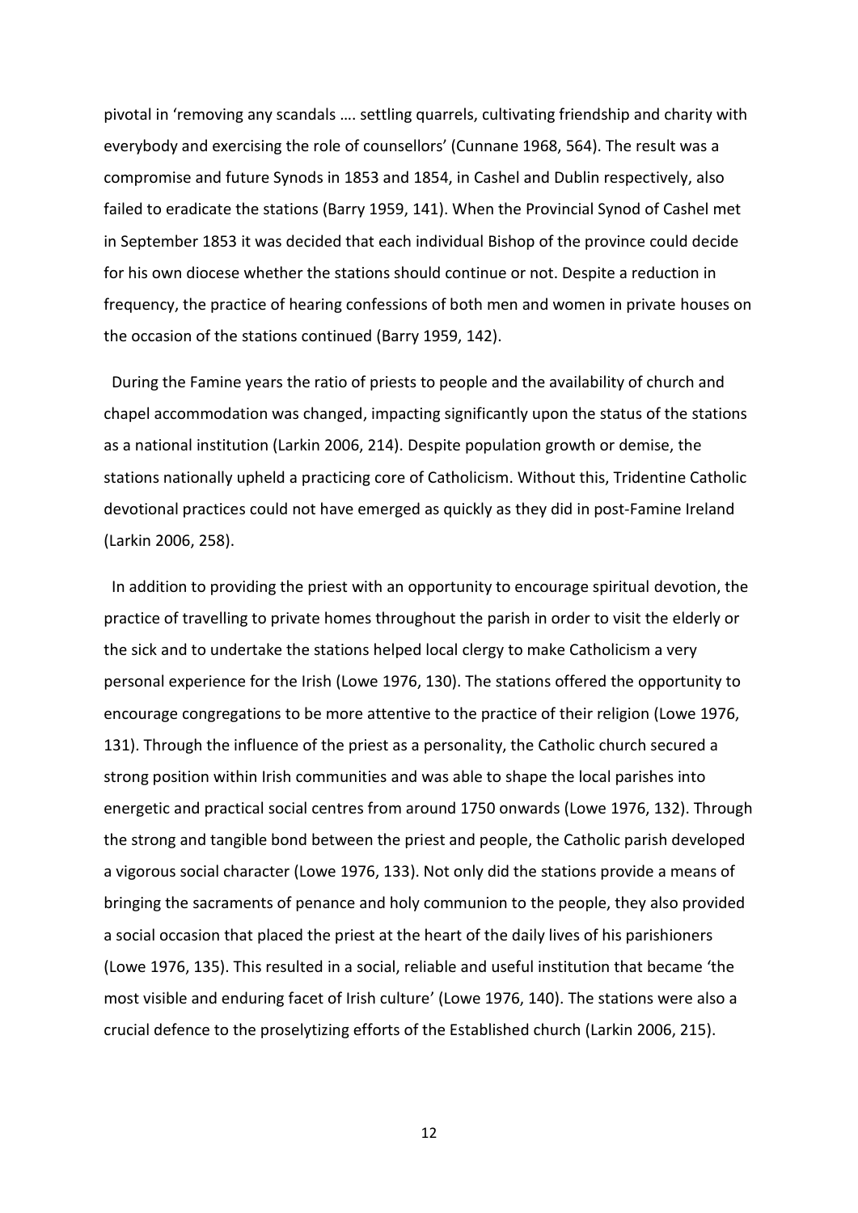pivotal in 'removing any scandals …. settling quarrels, cultivating friendship and charity with everybody and exercising the role of counsellors' (Cunnane 1968, 564). The result was a compromise and future Synods in 1853 and 1854, in Cashel and Dublin respectively, also failed to eradicate the stations (Barry 1959, 141). When the Provincial Synod of Cashel met in September 1853 it was decided that each individual Bishop of the province could decide for his own diocese whether the stations should continue or not. Despite a reduction in frequency, the practice of hearing confessions of both men and women in private houses on the occasion of the stations continued (Barry 1959, 142).

During the Famine years the ratio of priests to people and the availability of church and chapel accommodation was changed, impacting significantly upon the status of the stations as a national institution (Larkin 2006, 214). Despite population growth or demise, the stations nationally upheld a practicing core of Catholicism. Without this, Tridentine Catholic devotional practices could not have emerged as quickly as they did in post-Famine Ireland (Larkin 2006, 258).

In addition to providing the priest with an opportunity to encourage spiritual devotion, the practice of travelling to private homes throughout the parish in order to visit the elderly or the sick and to undertake the stations helped local clergy to make Catholicism a very personal experience for the Irish (Lowe 1976, 130). The stations offered the opportunity to encourage congregations to be more attentive to the practice of their religion (Lowe 1976, 131). Through the influence of the priest as a personality, the Catholic church secured a strong position within Irish communities and was able to shape the local parishes into energetic and practical social centres from around 1750 onwards (Lowe 1976, 132). Through the strong and tangible bond between the priest and people, the Catholic parish developed a vigorous social character (Lowe 1976, 133). Not only did the stations provide a means of bringing the sacraments of penance and holy communion to the people, they also provided a social occasion that placed the priest at the heart of the daily lives of his parishioners (Lowe 1976, 135). This resulted in a social, reliable and useful institution that became 'the most visible and enduring facet of Irish culture' (Lowe 1976, 140). The stations were also a crucial defence to the proselytizing efforts of the Established church (Larkin 2006, 215).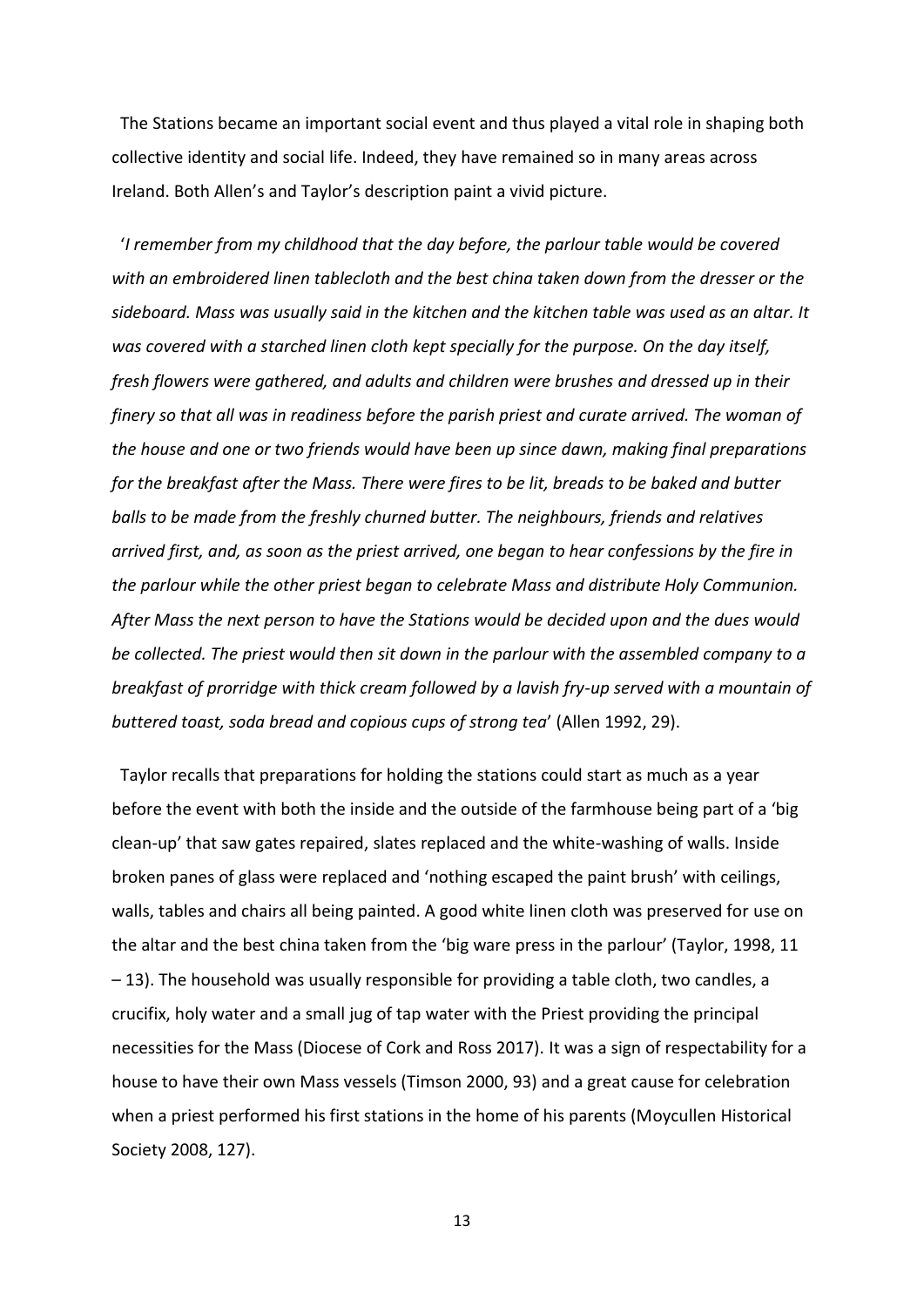The Stations became an important social event and thus played a vital role in shaping both collective identity and social life. Indeed, they have remained so in many areas across Ireland. Both Allen's and Taylor's description paint a vivid picture.

'*I remember from my childhood that the day before, the parlour table would be covered with an embroidered linen tablecloth and the best china taken down from the dresser or the sideboard. Mass was usually said in the kitchen and the kitchen table was used as an altar. It was covered with a starched linen cloth kept specially for the purpose. On the day itself, fresh flowers were gathered, and adults and children were brushes and dressed up in their finery so that all was in readiness before the parish priest and curate arrived. The woman of the house and one or two friends would have been up since dawn, making final preparations for the breakfast after the Mass. There were fires to be lit, breads to be baked and butter balls to be made from the freshly churned butter. The neighbours, friends and relatives arrived first, and, as soon as the priest arrived, one began to hear confessions by the fire in the parlour while the other priest began to celebrate Mass and distribute Holy Communion. After Mass the next person to have the Stations would be decided upon and the dues would be collected. The priest would then sit down in the parlour with the assembled company to a breakfast of prorridge with thick cream followed by a lavish fry-up served with a mountain of buttered toast, soda bread and copious cups of strong tea*' (Allen 1992, 29).

Taylor recalls that preparations for holding the stations could start as much as a year before the event with both the inside and the outside of the farmhouse being part of a 'big clean-up' that saw gates repaired, slates replaced and the white-washing of walls. Inside broken panes of glass were replaced and 'nothing escaped the paint brush' with ceilings, walls, tables and chairs all being painted. A good white linen cloth was preserved for use on the altar and the best china taken from the 'big ware press in the parlour' (Taylor, 1998, 11 – 13). The household was usually responsible for providing a table cloth, two candles, a crucifix, holy water and a small jug of tap water with the Priest providing the principal necessities for the Mass (Diocese of Cork and Ross 2017). It was a sign of respectability for a house to have their own Mass vessels (Timson 2000, 93) and a great cause for celebration when a priest performed his first stations in the home of his parents (Moycullen Historical Society 2008, 127).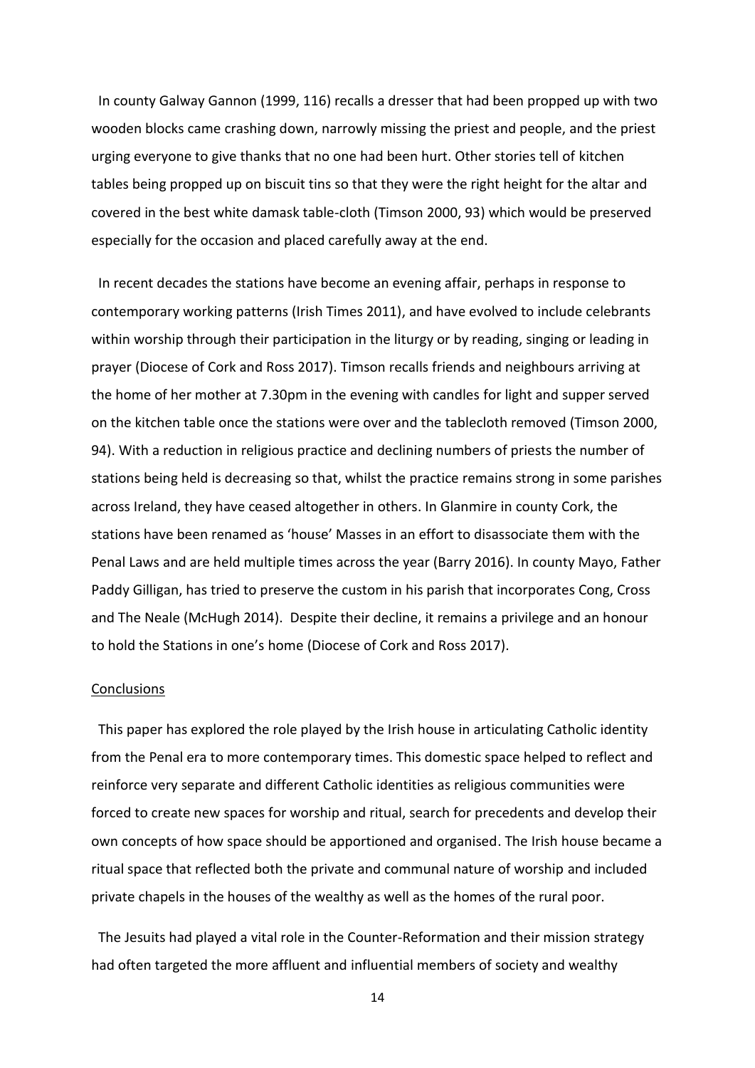In county Galway Gannon (1999, 116) recalls a dresser that had been propped up with two wooden blocks came crashing down, narrowly missing the priest and people, and the priest urging everyone to give thanks that no one had been hurt. Other stories tell of kitchen tables being propped up on biscuit tins so that they were the right height for the altar and covered in the best white damask table-cloth (Timson 2000, 93) which would be preserved especially for the occasion and placed carefully away at the end.

In recent decades the stations have become an evening affair, perhaps in response to contemporary working patterns (Irish Times 2011), and have evolved to include celebrants within worship through their participation in the liturgy or by reading, singing or leading in prayer (Diocese of Cork and Ross 2017). Timson recalls friends and neighbours arriving at the home of her mother at 7.30pm in the evening with candles for light and supper served on the kitchen table once the stations were over and the tablecloth removed (Timson 2000, 94). With a reduction in religious practice and declining numbers of priests the number of stations being held is decreasing so that, whilst the practice remains strong in some parishes across Ireland, they have ceased altogether in others. In Glanmire in county Cork, the stations have been renamed as 'house' Masses in an effort to disassociate them with the Penal Laws and are held multiple times across the year (Barry 2016). In county Mayo, Father Paddy Gilligan, has tried to preserve the custom in his parish that incorporates Cong, Cross and The Neale (McHugh 2014). Despite their decline, it remains a privilege and an honour to hold the Stations in one's home (Diocese of Cork and Ross 2017).

## Conclusions

This paper has explored the role played by the Irish house in articulating Catholic identity from the Penal era to more contemporary times. This domestic space helped to reflect and reinforce very separate and different Catholic identities as religious communities were forced to create new spaces for worship and ritual, search for precedents and develop their own concepts of how space should be apportioned and organised. The Irish house became a ritual space that reflected both the private and communal nature of worship and included private chapels in the houses of the wealthy as well as the homes of the rural poor.

The Jesuits had played a vital role in the Counter-Reformation and their mission strategy had often targeted the more affluent and influential members of society and wealthy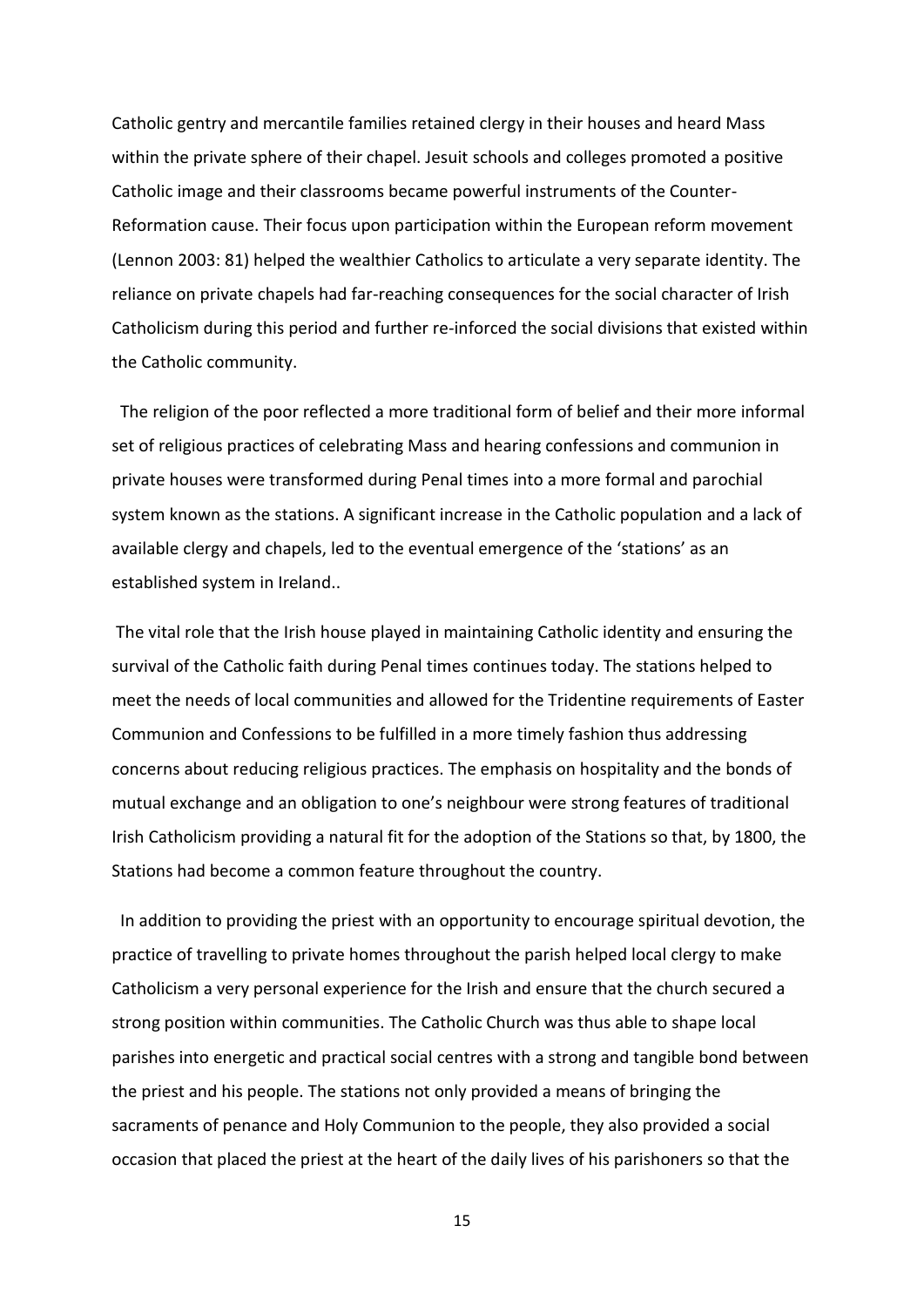Catholic gentry and mercantile families retained clergy in their houses and heard Mass within the private sphere of their chapel. Jesuit schools and colleges promoted a positive Catholic image and their classrooms became powerful instruments of the Counter-Reformation cause. Their focus upon participation within the European reform movement (Lennon 2003: 81) helped the wealthier Catholics to articulate a very separate identity. The reliance on private chapels had far-reaching consequences for the social character of Irish Catholicism during this period and further re-inforced the social divisions that existed within the Catholic community.

The religion of the poor reflected a more traditional form of belief and their more informal set of religious practices of celebrating Mass and hearing confessions and communion in private houses were transformed during Penal times into a more formal and parochial system known as the stations. A significant increase in the Catholic population and a lack of available clergy and chapels, led to the eventual emergence of the 'stations' as an established system in Ireland..

The vital role that the Irish house played in maintaining Catholic identity and ensuring the survival of the Catholic faith during Penal times continues today. The stations helped to meet the needs of local communities and allowed for the Tridentine requirements of Easter Communion and Confessions to be fulfilled in a more timely fashion thus addressing concerns about reducing religious practices. The emphasis on hospitality and the bonds of mutual exchange and an obligation to one's neighbour were strong features of traditional Irish Catholicism providing a natural fit for the adoption of the Stations so that, by 1800, the Stations had become a common feature throughout the country.

In addition to providing the priest with an opportunity to encourage spiritual devotion, the practice of travelling to private homes throughout the parish helped local clergy to make Catholicism a very personal experience for the Irish and ensure that the church secured a strong position within communities. The Catholic Church was thus able to shape local parishes into energetic and practical social centres with a strong and tangible bond between the priest and his people. The stations not only provided a means of bringing the sacraments of penance and Holy Communion to the people, they also provided a social occasion that placed the priest at the heart of the daily lives of his parishoners so that the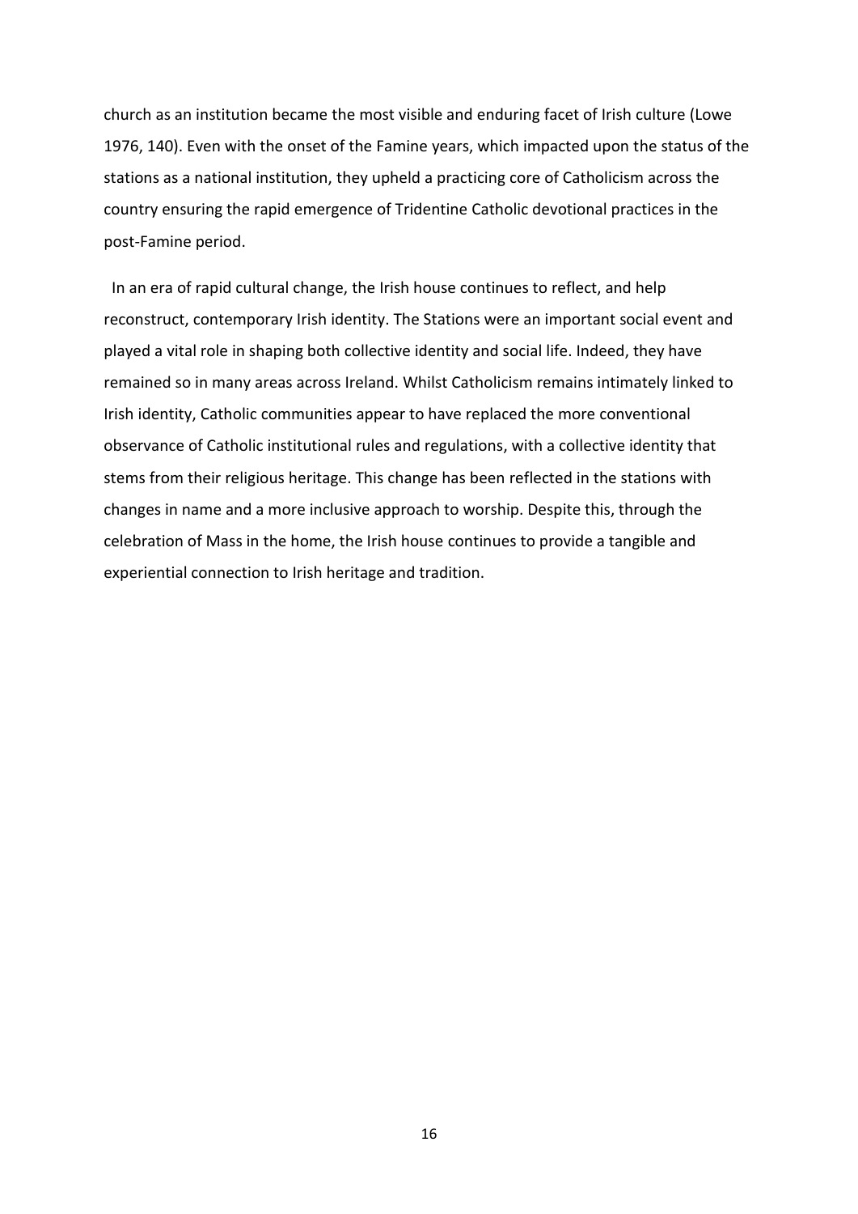church as an institution became the most visible and enduring facet of Irish culture (Lowe 1976, 140). Even with the onset of the Famine years, which impacted upon the status of the stations as a national institution, they upheld a practicing core of Catholicism across the country ensuring the rapid emergence of Tridentine Catholic devotional practices in the post-Famine period.

In an era of rapid cultural change, the Irish house continues to reflect, and help reconstruct, contemporary Irish identity. The Stations were an important social event and played a vital role in shaping both collective identity and social life. Indeed, they have remained so in many areas across Ireland. Whilst Catholicism remains intimately linked to Irish identity, Catholic communities appear to have replaced the more conventional observance of Catholic institutional rules and regulations, with a collective identity that stems from their religious heritage. This change has been reflected in the stations with changes in name and a more inclusive approach to worship. Despite this, through the celebration of Mass in the home, the Irish house continues to provide a tangible and experiential connection to Irish heritage and tradition.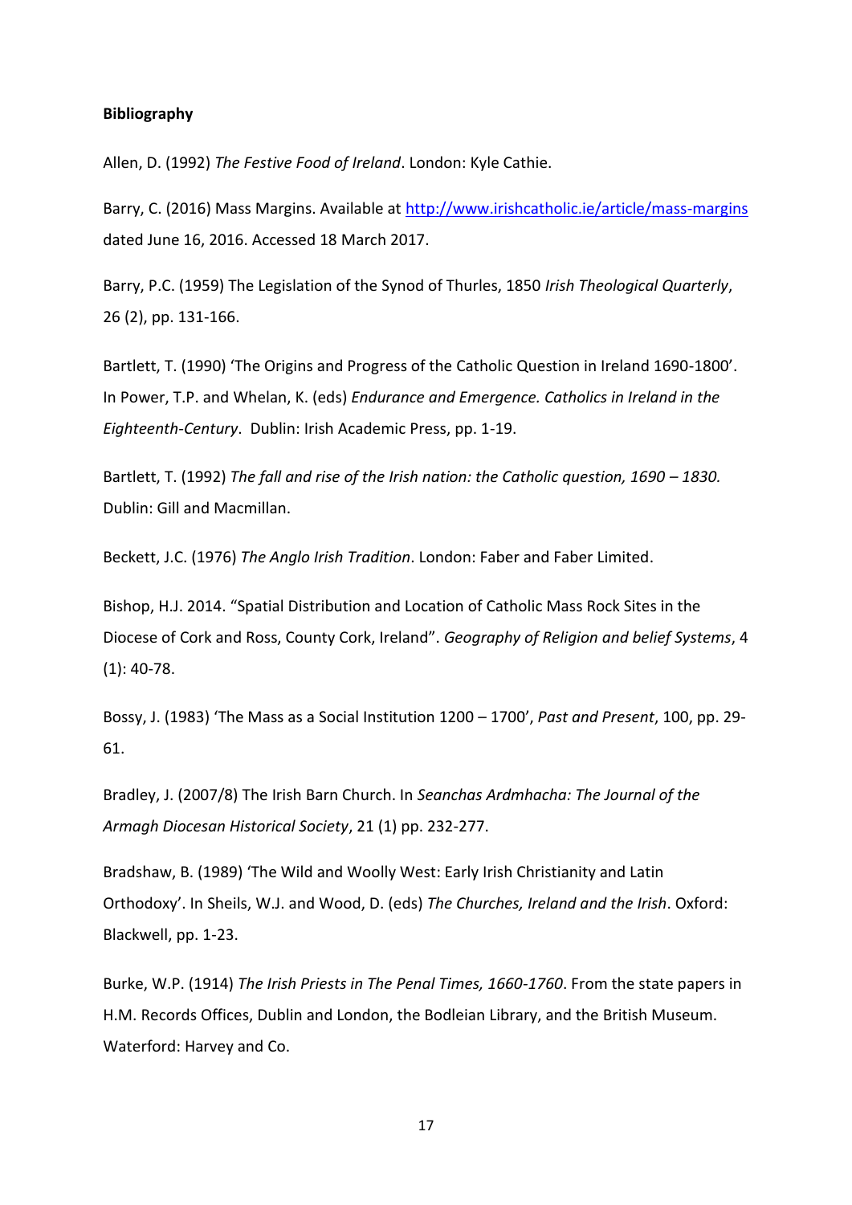**Bibliography**

Allen, D. (1992) *The Festive Food of Ireland*. London: Kyle Cathie.

Barry, C. (2016) Mass Margins. Available at [http://www.irishcatholic.ie/article/mass-margins](http://www.irishcatholic.ie/article/mass-margins) dated June 16, 2016. Accessed 18 March 2017.

Barry, P.C. (1959) The Legislation of the Synod of Thurles, 1850 *Irish Theological Quarterly*, 26 (2), pp. 131-166.

Bartlett, T. (1990) 'The Origins and Progress of the Catholic Question in Ireland 1690-1800'. In Power, T.P. and Whelan, K. (eds) *Endurance and Emergence. Catholics in Ireland in the Eighteenth-Century*. Dublin: Irish Academic Press, pp. 1-19.

Bartlett, T. (1992) *The fall and rise of the Irish nation: the Catholic question, 1690 – 1830.* Dublin: Gill and Macmillan.

Beckett, J.C. (1976) *The Anglo Irish Tradition*. London: Faber and Faber Limited.

Bishop, H.J. 2014. "Spatial Distribution and Location of Catholic Mass Rock Sites in the Diocese of Cork and Ross, County Cork, Ireland". *Geography of Religion and belief Systems*, 4 (1): 40-78.

Bossy, J. (1983) 'The Mass as a Social Institution 1200 – 1700', *Past and Present*, 100, pp. 29-61.

Bradley, J. (2007/8) The Irish Barn Church. In *Seanchas Ardmhacha: The Journal of the Armagh Diocesan Historical Society*, 21 (1) pp. 232-277.

Bradshaw, B. (1989) 'The Wild and Woolly West: Early Irish Christianity and Latin Orthodoxy'. In Sheils, W.J. and Wood, D. (eds) *The Churches, Ireland and the Irish*. Oxford: Blackwell, pp. 1-23.

Burke, W.P. (1914) *The Irish Priests in The Penal Times, 1660-1760*. From the state papers in H.M. Records Offices, Dublin and London, the Bodleian Library, and the British Museum. Waterford: Harvey and Co.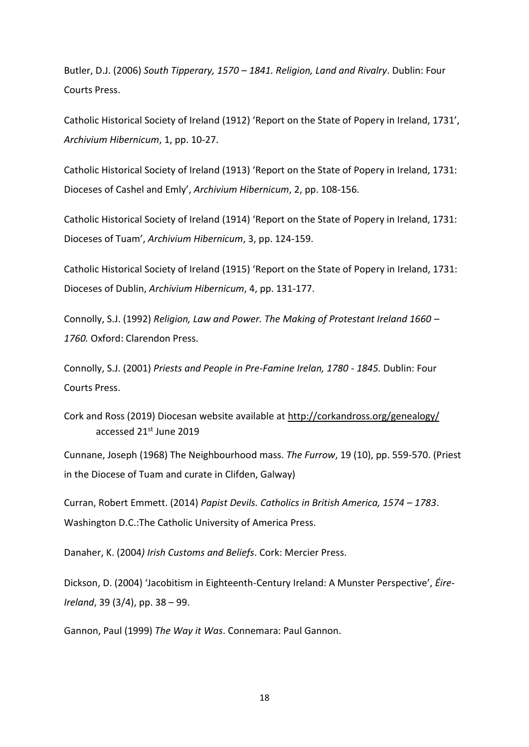Butler, D.J. (2006) *South Tipperary, 1570 – 1841. Religion, Land and Rivalry*. Dublin: Four Courts Press.

Catholic Historical Society of Ireland (1912) 'Report on the State of Popery in Ireland, 1731', *Archivium Hibernicum*, 1, pp. 10-27.

Catholic Historical Society of Ireland (1913) 'Report on the State of Popery in Ireland, 1731: Dioceses of Cashel and Emly', *Archivium Hibernicum*, 2, pp. 108-156.

Catholic Historical Society of Ireland (1914) 'Report on the State of Popery in Ireland, 1731: Dioceses of Tuam', *Archivium Hibernicum*, 3, pp. 124-159.

Catholic Historical Society of Ireland (1915) 'Report on the State of Popery in Ireland, 1731: Dioceses of Dublin, *Archivium Hibernicum*, 4, pp. 131-177.

Connolly, S.J. (1992) *Religion, Law and Power. The Making of Protestant Ireland 1660 – 1760.* Oxford: Clarendon Press.

Connolly, S.J. (2001) *Priests and People in Pre-Famine Irelan, 1780 - 1845.* Dublin: Four Courts Press.

Cork and Ross (2019) Diocesan website available at http://corkandross.org/genealogy/ accessed 21st June 2019

Cunnane, Joseph (1968) The Neighbourhood mass. *The Furrow*, 19 (10), pp. 559-570. (Priest in the Diocese of Tuam and curate in Clifden, Galway)

Curran, Robert Emmett. (2014) *Papist Devils. Catholics in British America, 1574 – 1783*. Washington D.C.:The Catholic University of America Press.

Danaher, K. (2004*) Irish Customs and Beliefs*. Cork: Mercier Press.

Dickson, D. (2004) 'Jacobitism in Eighteenth-Century Ireland: A Munster Perspective', *Éire-Ireland*, 39 (3/4), pp. 38 – 99.

Gannon, Paul (1999) *The Way it Was*. Connemara: Paul Gannon.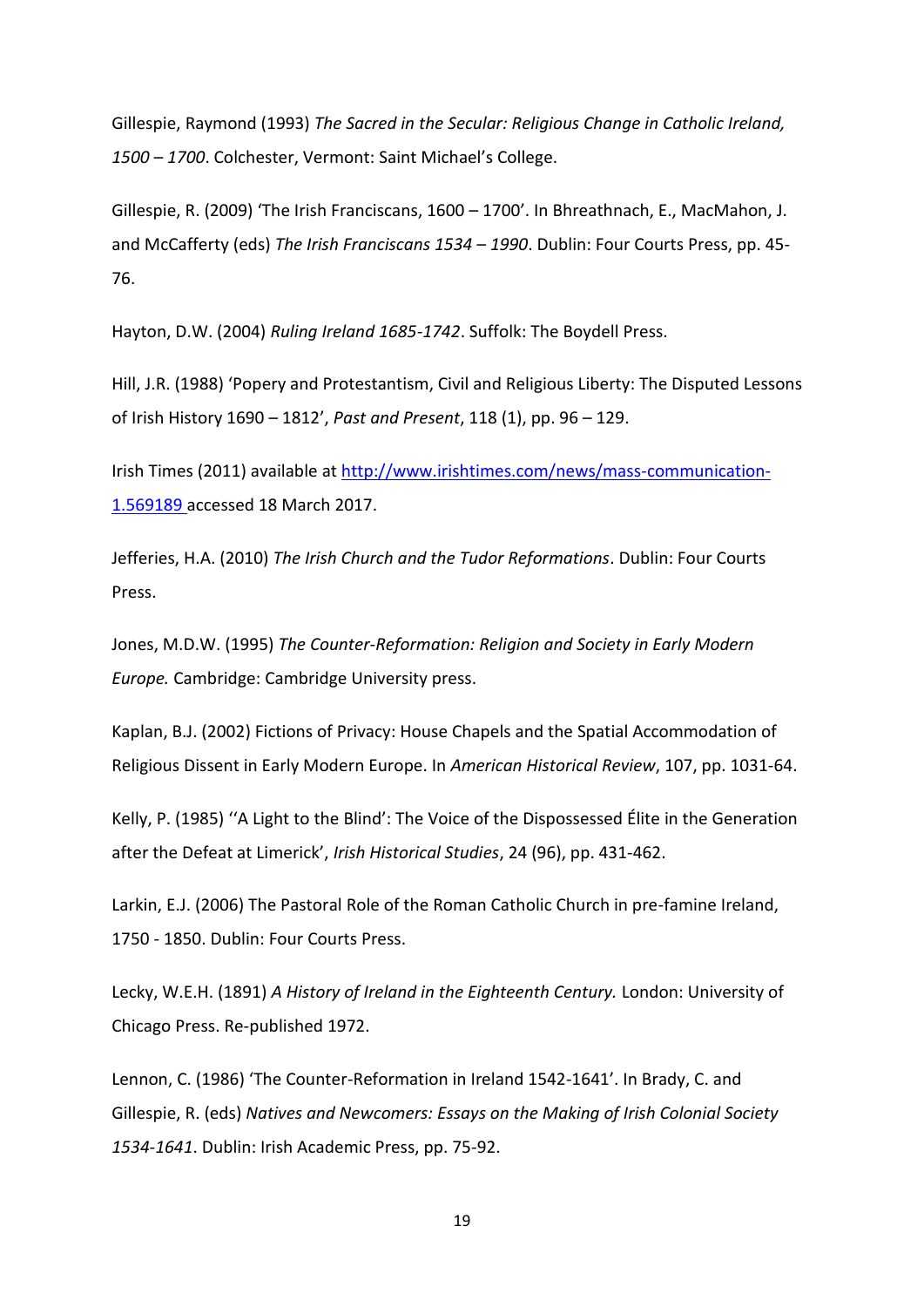Gillespie, Raymond (1993) *The Sacred in the Secular: Religious Change in Catholic Ireland, 1500 – 1700*. Colchester, Vermont: Saint Michael's College.

Gillespie, R. (2009) 'The Irish Franciscans, 1600 – 1700'. In Bhreathnach, E., MacMahon, J. and McCafferty (eds) *The Irish Franciscans 1534 – 1990*. Dublin: Four Courts Press, pp. 45-76.

Hayton, D.W. (2004) *Ruling Ireland 1685-1742*. Suffolk: The Boydell Press.

Hill, J.R. (1988) 'Popery and Protestantism, Civil and Religious Liberty: The Disputed Lessons of Irish History 1690 – 1812', *Past and Present*, 118 (1), pp. 96 – 129.

Irish Times (2011) available at [http://www.irishtimes.com/news/mass-communication-1.569189](http://www.irishtimes.com/news/mass-communication-1.569189) accessed 18 March 2017.

Jefferies, H.A. (2010) *The Irish Church and the Tudor Reformations*. Dublin: Four Courts Press.

Jones, M.D.W. (1995) *The Counter-Reformation: Religion and Society in Early Modern Europe.* Cambridge: Cambridge University press.

Kaplan, B.J. (2002) Fictions of Privacy: House Chapels and the Spatial Accommodation of Religious Dissent in Early Modern Europe. In *American Historical Review*, 107, pp. 1031-64.

Kelly, P. (1985) ''A Light to the Blind': The Voice of the Dispossessed Élite in the Generation after the Defeat at Limerick', *Irish Historical Studies*, 24 (96), pp. 431-462.

Larkin, E.J. (2006) The Pastoral Role of the Roman Catholic Church in pre-famine Ireland, 1750 - 1850. Dublin: Four Courts Press.

Lecky, W.E.H. (1891) *A History of Ireland in the Eighteenth Century.* London: University of Chicago Press. Re-published 1972.

Lennon, C. (1986) 'The Counter-Reformation in Ireland 1542-1641'. In Brady, C. and Gillespie, R. (eds) *Natives and Newcomers: Essays on the Making of Irish Colonial Society 1534-1641*. Dublin: Irish Academic Press, pp. 75-92.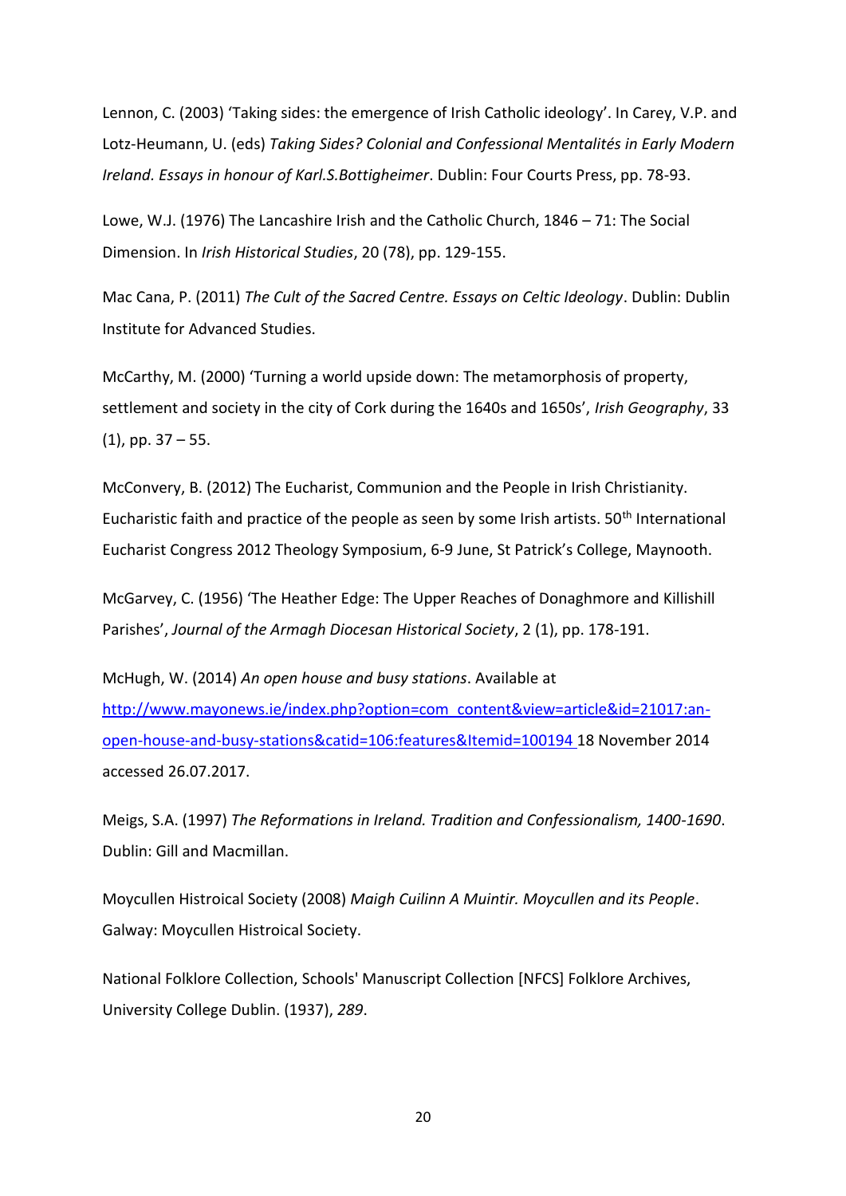Lennon, C. (2003) 'Taking sides: the emergence of Irish Catholic ideology'. In Carey, V.P. and Lotz-Heumann, U. (eds) *Taking Sides? Colonial and Confessional Mentalités in Early Modern Ireland. Essays in honour of Karl.S.Bottigheimer*. Dublin: Four Courts Press, pp. 78-93.

Lowe, W.J. (1976) The Lancashire Irish and the Catholic Church, 1846 – 71: The Social Dimension. In *Irish Historical Studies*, 20 (78), pp. 129-155.

Mac Cana, P. (2011) *The Cult of the Sacred Centre. Essays on Celtic Ideology*. Dublin: Dublin Institute for Advanced Studies.

McCarthy, M. (2000) 'Turning a world upside down: The metamorphosis of property, settlement and society in the city of Cork during the 1640s and 1650s', *Irish Geography*, 33 (1), pp. 37 – 55.

McConvery, B. (2012) The Eucharist, Communion and the People in Irish Christianity. Eucharistic faith and practice of the people as seen by some Irish artists. 50th International Eucharist Congress 2012 Theology Symposium, 6-9 June, St Patrick's College, Maynooth.

McGarvey, C. (1956) 'The Heather Edge: The Upper Reaches of Donaghmore and Killishill Parishes', *Journal of the Armagh Diocesan Historical Society*, 2 (1), pp. 178-191.

McHugh, W. (2014) *An open house and busy stations*. Available at [http://www.mayonews.ie/index.php?option=com_content&view=article&id=21017:an-open-house-and-busy-stations&catid=106:features&Itemid=100194](http://www.mayonews.ie/index.php?option=com_content&view=article&id=21017:an-open-house-and-busy-stations&catid=106:features&Itemid=100194) 18 November 2014 accessed 26.07.2017.

Meigs, S.A. (1997) *The Reformations in Ireland. Tradition and Confessionalism, 1400-1690*. Dublin: Gill and Macmillan.

Moycullen Histroical Society (2008) *Maigh Cuilinn A Muintir. Moycullen and its People*. Galway: Moycullen Histroical Society.

National Folklore Collection, Schools' Manuscript Collection [NFCS] Folklore Archives, University College Dublin. (1937), *289*.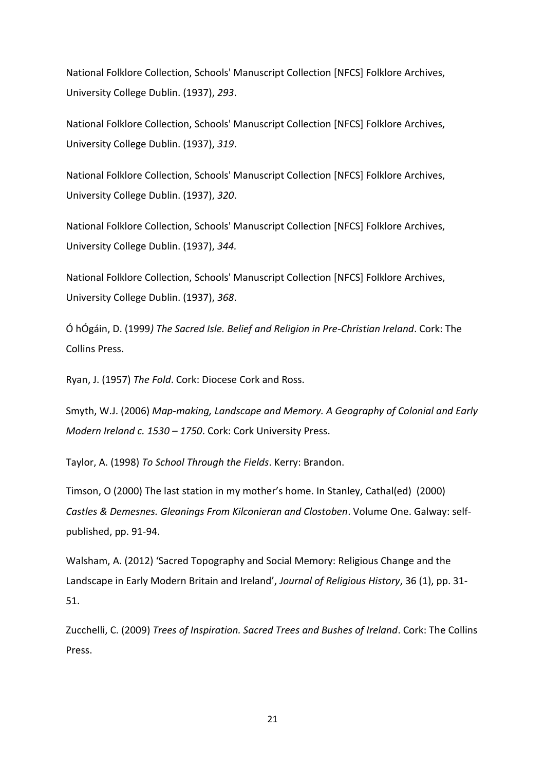National Folklore Collection, Schools' Manuscript Collection [NFCS] Folklore Archives, University College Dublin. (1937), *293*.

National Folklore Collection, Schools' Manuscript Collection [NFCS] Folklore Archives, University College Dublin. (1937), *319*.

National Folklore Collection, Schools' Manuscript Collection [NFCS] Folklore Archives, University College Dublin. (1937), *320*.

National Folklore Collection, Schools' Manuscript Collection [NFCS] Folklore Archives, University College Dublin. (1937), *344.*

National Folklore Collection, Schools' Manuscript Collection [NFCS] Folklore Archives, University College Dublin. (1937), *368*.

Ó hÓgáin, D. (1999*) The Sacred Isle. Belief and Religion in Pre-Christian Ireland*. Cork: The Collins Press.

Ryan, J. (1957) *The Fold*. Cork: Diocese Cork and Ross.

Smyth, W.J. (2006) *Map-making, Landscape and Memory. A Geography of Colonial and Early Modern Ireland c. 1530 – 1750*. Cork: Cork University Press.

Taylor, A. (1998) *To School Through the Fields*. Kerry: Brandon.

Timson, O (2000) The last station in my mother's home. In Stanley, Cathal(ed) (2000) *Castles & Demesnes. Gleanings From Kilconieran and Clostoben*. Volume One. Galway: self-published, pp. 91-94.

Walsham, A. (2012) 'Sacred Topography and Social Memory: Religious Change and the Landscape in Early Modern Britain and Ireland', *Journal of Religious History*, 36 (1), pp. 31-51.

Zucchelli, C. (2009) *Trees of Inspiration. Sacred Trees and Bushes of Ireland*. Cork: The Collins Press.